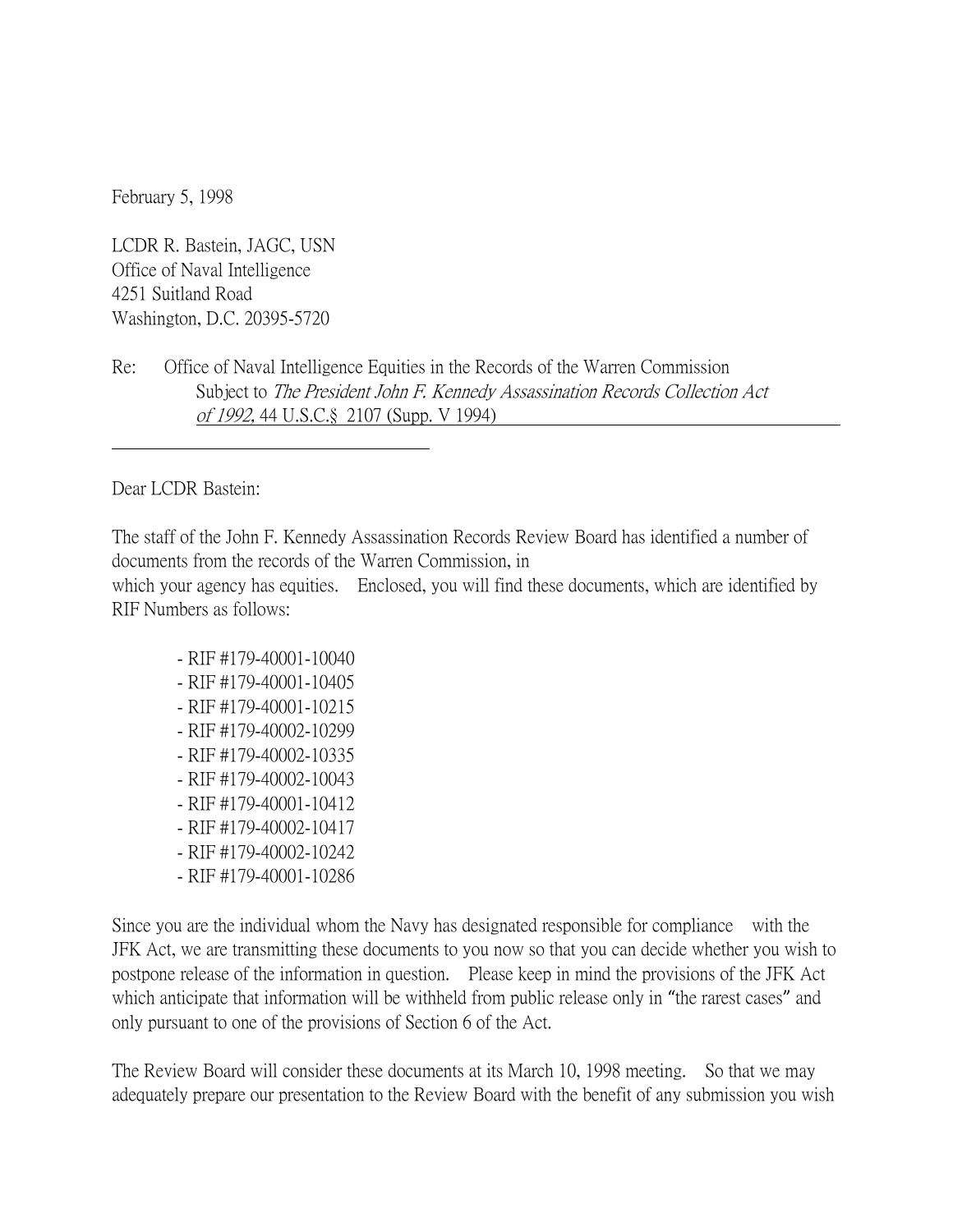February 5, 1998

LCDR R. Bastein, JAGC, USN  
Office of Naval Intelligence  
4251 Suitland Road  
Washington, D.C. 20395-5720

Re: Office of Naval Intelligence Equities in the Records of the Warren Commission Subject to *The President John F. Kennedy Assassination Records Collection Act of 1992,* 44 U.S.C.§ 2107 (Supp. V 1994)

Dear LCDR Bastein:

The staff of the John F. Kennedy Assassination Records Review Board has identified a number of documents from the records of the Warren Commission, in which your agency has equities. Enclosed, you will find these documents, which are identified by RIF Numbers as follows:

- RIF #179-40001-10040
- RIF #179-40001-10405
- RIF #179-40001-10215
- RIF #179-40002-10299
- RIF #179-40002-10335
- RIF #179-40002-10043
- RIF #179-40001-10412
- RIF #179-40002-10417
- RIF #179-40002-10242
- RIF #179-40001-10286

Since you are the individual whom the Navy has designated responsible for compliance with the JFK Act, we are transmitting these documents to you now so that you can decide whether you wish to postpone release of the information in question. Please keep in mind the provisions of the JFK Act which anticipate that information will be withheld from public release only in "the rarest cases" and only pursuant to one of the provisions of Section 6 of the Act.

The Review Board will consider these documents at its March 10, 1998 meeting. So that we may adequately prepare our presentation to the Review Board with the benefit of any submission you wish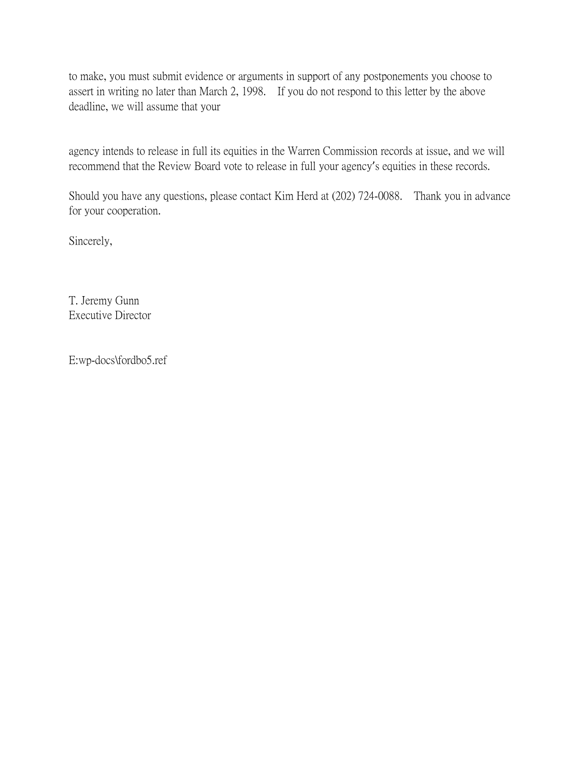to make, you must submit evidence or arguments in support of any postponements you choose to assert in writing no later than March 2, 1998. If you do not respond to this letter by the above deadline, we will assume that your

agency intends to release in full its equities in the Warren Commission records at issue, and we will recommend that the Review Board vote to release in full your agency's equities in these records.

Should you have any questions, please contact Kim Herd at (202) 724-0088. Thank you in advance for your cooperation.

Sincerely,

T. Jeremy Gunn
Executive Director

E:wp-docs\fordbo5.ref